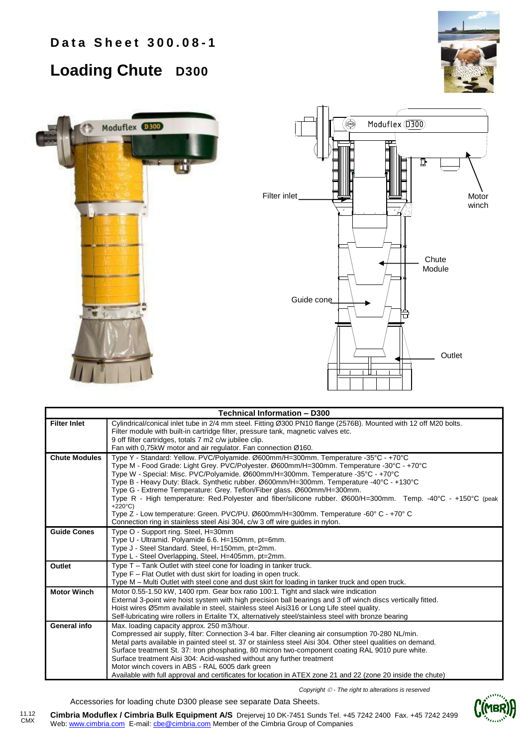# Data Sheet 300.08-1

## Loading Chute D300

Filter inlet

Motor winch

Chute Module

Guide cone

Outlet

| Technical Information – D300 | |
|---|---|
| **Filter Inlet** | Cylindrical/conical inlet tube in 2/4 mm steel. Fitting Ø300 PN10 flange (2576B). Mounted with 12 off M20 bolts. Filter module with built-in cartridge filter, pressure tank, magnetic valves etc. 9 off filter cartridges, totals 7 m2 c/w jubilee clip. Fan with 0,75kW motor and air regulator. Fan connection Ø160. |
| **Chute Modules** | Type Y - Standard: Yellow. PVC/Polyamide. Ø600mm/H=300mm. Temperature -35°C - +70°C<br>Type M - Food Grade: Light Grey. PVC/Polyester. Ø600mm/H=300mm. Temperature -30°C - +70°C<br>Type W - Special: Misc. PVC/Polyamide. Ø600mm/H=300mm. Temperature -35°C - +70°C<br>Type B - Heavy Duty: Black. Synthetic rubber. Ø600mm/H=300mm. Temperature -40°C - +130°C<br>Type G - Extreme Temperature: Grey. Teflon/Fiber glass. Ø600mm/H=300mm.<br>Type R - High temperature: Red.Polyester and fiber/silicone rubber. Ø600/H=300mm. Temp. -40°C - +150°C (peak +220°C)<br>Type Z - Low temperature: Green. PVC/PU. Ø600mm/H=300mm. Temperature -60° C - +70° C<br>Connection ring in stainless steel Aisi 304, c/w 3 off wire guides in nylon. |
| **Guide Cones** | Type O - Support ring. Steel, H=30mm<br>Type U - Ultramid. Polyamide 6.6. H=150mm, pt=6mm.<br>Type J - Steel Standard. Steel, H=150mm, pt=2mm.<br>Type L - Steel Overlapping, Steel, H=405mm, pt=2mm. |
| **Outlet** | Type T – Tank Outlet with steel cone for loading in tanker truck.<br>Type F – Flat Outlet with dust skirt for loading in open truck.<br>Type M – Multi Outlet with steel cone and dust skirt for loading in tanker truck and open truck. |
| **Motor Winch** | Motor 0.55-1.50 kW, 1400 rpm. Gear box ratio 100:1. Tight and slack wire indication<br>External 3-point wire hoist system with high precision ball bearings and 3 off winch discs vertically fitted.<br>Hoist wires Ø5mm available in steel, stainless steel Aisi316 or Long Life steel quality.<br>Self-lubricating wire rollers in Ertalite TX, alternatively steel/stainless steel with bronze bearing |
| **General info** | Max. loading capacity approx. 250 m3/hour.<br>Compressed air supply, filter: Connection 3-4 bar. Filter cleaning air consumption 70-280 NL/min.<br>Metal parts available in painted steel st. 37 or stainless steel Aisi 304. Other steel qualities on demand.<br>Surface treatment St. 37: Iron phosphating, 80 micron two-component coating RAL 9010 pure white.<br>Surface treatment Aisi 304: Acid-washed without any further treatment<br>Motor winch covers in ABS - RAL 6005 dark green<br>Available with full approval and certificates for location in ATEX zone 21 and 22 (zone 20 inside the chute) |

*Copyright © - The right to alterations is reserved*

Accessories for loading chute D300 please see separate Data Sheets.

11.12 CMX

**Cimbria Moduflex / Cimbria Bulk Equipment A/S** Drejervej 10 DK-7451 Sunds Tel. +45 7242 2400 Fax. +45 7242 2499
Web: www.cimbria.com E-mail: cbe@cimbria.com Member of the Cimbria Group of Companies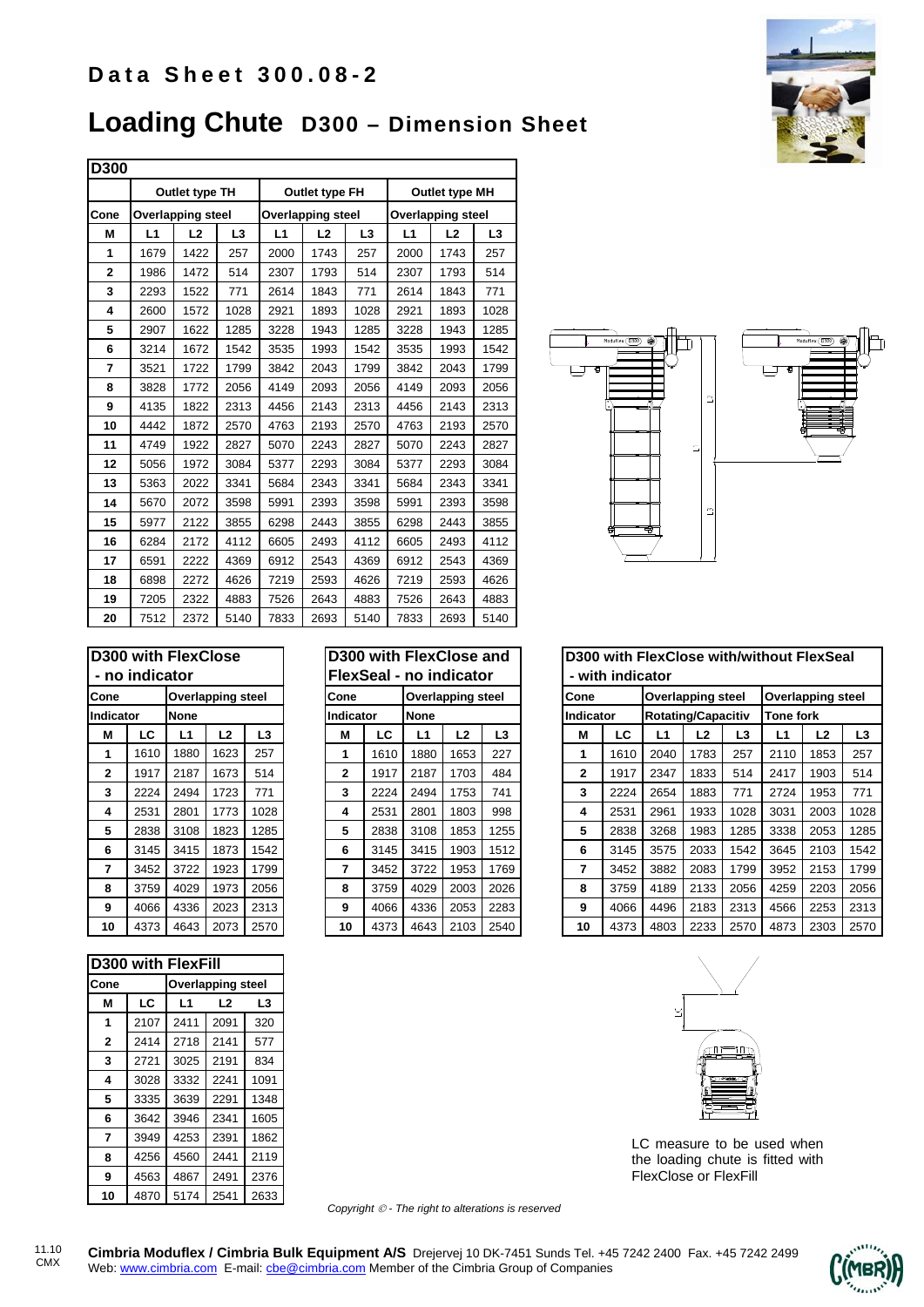# Data Sheet 300.08-2

# Loading Chute D300 – Dimension Sheet

| D300 | | | | | | | | | |
|---|---|---|---|---|---|---|---|---|---|
| | Outlet type TH | | | Outlet type FH | | | Outlet type MH | | |
| Cone | Overlapping steel | | | Overlapping steel | | | Overlapping steel | | |
| M | L1 | L2 | L3 | L1 | L2 | L3 | L1 | L2 | L3 |
| 1 | 1679 | 1422 | 257 | 2000 | 1743 | 257 | 2000 | 1743 | 257 |
| 2 | 1986 | 1472 | 514 | 2307 | 1793 | 514 | 2307 | 1793 | 514 |
| 3 | 2293 | 1522 | 771 | 2614 | 1843 | 771 | 2614 | 1843 | 771 |
| 4 | 2600 | 1572 | 1028 | 2921 | 1893 | 1028 | 2921 | 1893 | 1028 |
| 5 | 2907 | 1622 | 1285 | 3228 | 1943 | 1285 | 3228 | 1943 | 1285 |
| 6 | 3214 | 1672 | 1542 | 3535 | 1993 | 1542 | 3535 | 1993 | 1542 |
| 7 | 3521 | 1722 | 1799 | 3842 | 2043 | 1799 | 3842 | 2043 | 1799 |
| 8 | 3828 | 1772 | 2056 | 4149 | 2093 | 2056 | 4149 | 2093 | 2056 |
| 9 | 4135 | 1822 | 2313 | 4456 | 2143 | 2313 | 4456 | 2143 | 2313 |
| 10 | 4442 | 1872 | 2570 | 4763 | 2193 | 2570 | 4763 | 2193 | 2570 |
| 11 | 4749 | 1922 | 2827 | 5070 | 2243 | 2827 | 5070 | 2243 | 2827 |
| 12 | 5056 | 1972 | 3084 | 5377 | 2293 | 3084 | 5377 | 2293 | 3084 |
| 13 | 5363 | 2022 | 3341 | 5684 | 2343 | 3341 | 5684 | 2343 | 3341 |
| 14 | 5670 | 2072 | 3598 | 5991 | 2393 | 3598 | 5991 | 2393 | 3598 |
| 15 | 5977 | 2122 | 3855 | 6298 | 2443 | 3855 | 6298 | 2443 | 3855 |
| 16 | 6284 | 2172 | 4112 | 6605 | 2493 | 4112 | 6605 | 2493 | 4112 |
| 17 | 6591 | 2222 | 4369 | 6912 | 2543 | 4369 | 6912 | 2543 | 4369 |
| 18 | 6898 | 2272 | 4626 | 7219 | 2593 | 4626 | 7219 | 2593 | 4626 |
| 19 | 7205 | 2322 | 4883 | 7526 | 2643 | 4883 | 7526 | 2643 | 4883 |
| 20 | 7512 | 2372 | 5140 | 7833 | 2693 | 5140 | 7833 | 2693 | 5140 |

| D300 with FlexClose - no indicator | | | | |
|---|---|---|---|---|
| Cone | | Overlapping steel | | |
| Indicator | | None | | |
| M | LC | L1 | L2 | L3 |
| 1 | 1610 | 1880 | 1623 | 257 |
| 2 | 1917 | 2187 | 1673 | 514 |
| 3 | 2224 | 2494 | 1723 | 771 |
| 4 | 2531 | 2801 | 1773 | 1028 |
| 5 | 2838 | 3108 | 1823 | 1285 |
| 6 | 3145 | 3415 | 1873 | 1542 |
| 7 | 3452 | 3722 | 1923 | 1799 |
| 8 | 3759 | 4029 | 1973 | 2056 |
| 9 | 4066 | 4336 | 2023 | 2313 |
| 10 | 4373 | 4643 | 2073 | 2570 |

| D300 with FlexClose and FlexSeal - no indicator | | | | |
|---|---|---|---|---|
| Cone | | Overlapping steel | | |
| Indicator | | None | | |
| M | LC | L1 | L2 | L3 |
| 1 | 1610 | 1880 | 1653 | 227 |
| 2 | 1917 | 2187 | 1703 | 484 |
| 3 | 2224 | 2494 | 1753 | 741 |
| 4 | 2531 | 2801 | 1803 | 998 |
| 5 | 2838 | 3108 | 1853 | 1255 |
| 6 | 3145 | 3415 | 1903 | 1512 |
| 7 | 3452 | 3722 | 1953 | 1769 |
| 8 | 3759 | 4029 | 2003 | 2026 |
| 9 | 4066 | 4336 | 2053 | 2283 |
| 10 | 4373 | 4643 | 2103 | 2540 |

| D300 with FlexClose with/without FlexSeal - with indicator | | | | | | | |
|---|---|---|---|---|---|---|---|
| Cone | | Overlapping steel | | | Overlapping steel | | |
| Indicator | | Rotating/Capacitiv | | | Tone fork | | |
| M | LC | L1 | L2 | L3 | L1 | L2 | L3 |
| 1 | 1610 | 2040 | 1783 | 257 | 2110 | 1853 | 257 |
| 2 | 1917 | 2347 | 1833 | 514 | 2417 | 1903 | 514 |
| 3 | 2224 | 2654 | 1883 | 771 | 2724 | 1953 | 771 |
| 4 | 2531 | 2961 | 1933 | 1028 | 3031 | 2003 | 1028 |
| 5 | 2838 | 3268 | 1983 | 1285 | 3338 | 2053 | 1285 |
| 6 | 3145 | 3575 | 2033 | 1542 | 3645 | 2103 | 1542 |
| 7 | 3452 | 3882 | 2083 | 1799 | 3952 | 2153 | 1799 |
| 8 | 3759 | 4189 | 2133 | 2056 | 4259 | 2203 | 2056 |
| 9 | 4066 | 4496 | 2183 | 2313 | 4566 | 2253 | 2313 |
| 10 | 4373 | 4803 | 2233 | 2570 | 4873 | 2303 | 2570 |

| D300 with FlexFill | | | | |
|---|---|---|---|---|
| Cone | | Overlapping steel | | |
| M | LC | L1 | L2 | L3 |
| 1 | 2107 | 2411 | 2091 | 320 |
| 2 | 2414 | 2718 | 2141 | 577 |
| 3 | 2721 | 3025 | 2191 | 834 |
| 4 | 3028 | 3332 | 2241 | 1091 |
| 5 | 3335 | 3639 | 2291 | 1348 |
| 6 | 3642 | 3946 | 2341 | 1605 |
| 7 | 3949 | 4253 | 2391 | 1862 |
| 8 | 4256 | 4560 | 2441 | 2119 |
| 9 | 4563 | 4867 | 2491 | 2376 |
| 10 | 4870 | 5174 | 2541 | 2633 |

LC measure to be used when the loading chute is fitted with FlexClose or FlexFill

*Copyright © - The right to alterations is reserved*

11.10 CMX

**Cimbria Moduflex / Cimbria Bulk Equipment A/S** Drejervej 10 DK-7451 Sunds Tel. +45 7242 2400 Fax. +45 7242 2499
Web: www.cimbria.com E-mail: cbe@cimbria.com Member of the Cimbria Group of Companies